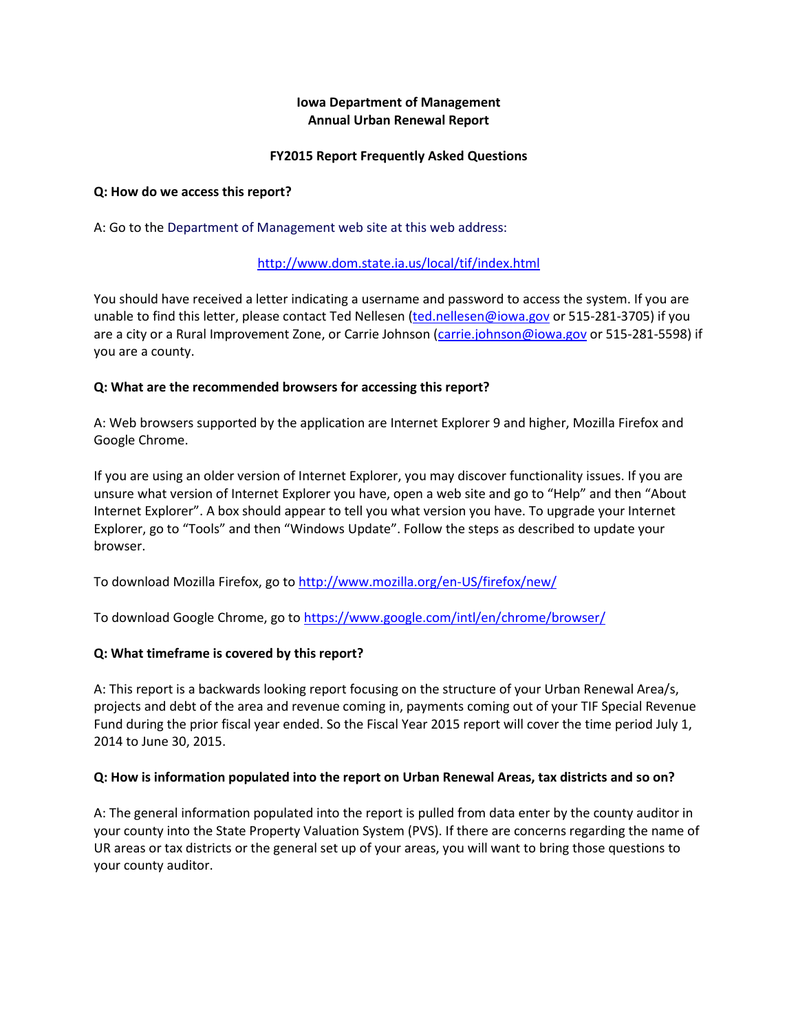# Iowa Department of Management
## Annual Urban Renewal Report

### FY2015 Report Frequently Asked Questions

**Q: How do we access this report?**

A: Go to the Department of Management web site at this web address:

http://www.dom.state.ia.us/local/tif/index.html

You should have received a letter indicating a username and password to access the system. If you are unable to find this letter, please contact Ted Nellesen (ted.nellesen@iowa.gov or 515-281-3705) if you are a city or a Rural Improvement Zone, or Carrie Johnson (carrie.johnson@iowa.gov or 515-281-5598) if you are a county.

**Q: What are the recommended browsers for accessing this report?**

A: Web browsers supported by the application are Internet Explorer 9 and higher, Mozilla Firefox and Google Chrome.

If you are using an older version of Internet Explorer, you may discover functionality issues. If you are unsure what version of Internet Explorer you have, open a web site and go to "Help" and then "About Internet Explorer". A box should appear to tell you what version you have. To upgrade your Internet Explorer, go to "Tools" and then "Windows Update". Follow the steps as described to update your browser.

To download Mozilla Firefox, go to http://www.mozilla.org/en-US/firefox/new/

To download Google Chrome, go to https://www.google.com/intl/en/chrome/browser/

**Q: What timeframe is covered by this report?**

A: This report is a backwards looking report focusing on the structure of your Urban Renewal Area/s, projects and debt of the area and revenue coming in, payments coming out of your TIF Special Revenue Fund during the prior fiscal year ended. So the Fiscal Year 2015 report will cover the time period July 1, 2014 to June 30, 2015.

**Q: How is information populated into the report on Urban Renewal Areas, tax districts and so on?**

A: The general information populated into the report is pulled from data enter by the county auditor in your county into the State Property Valuation System (PVS). If there are concerns regarding the name of UR areas or tax districts or the general set up of your areas, you will want to bring those questions to your county auditor.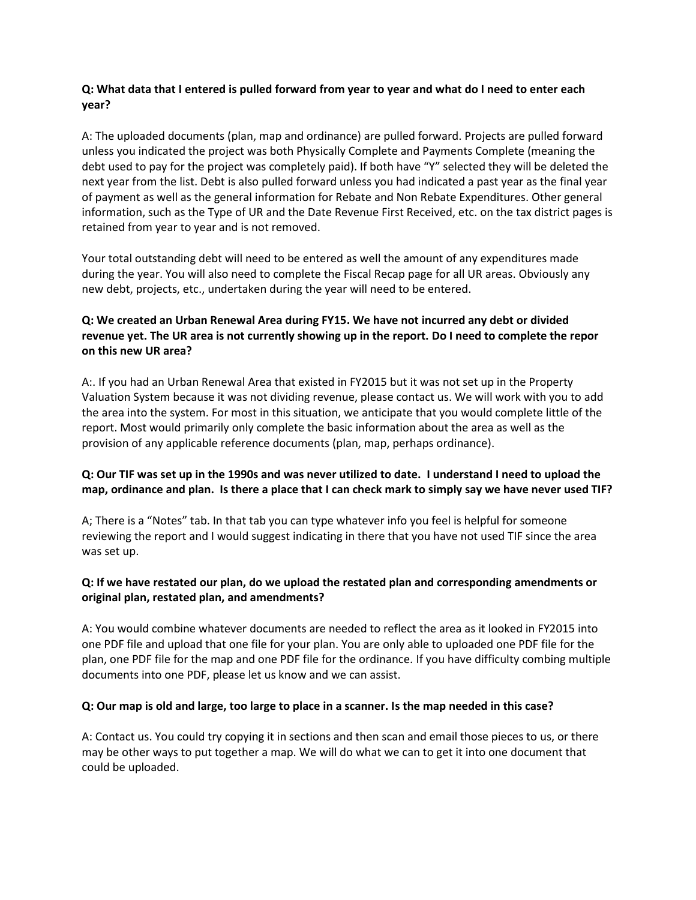**Q: What data that I entered is pulled forward from year to year and what do I need to enter each year?**

A: The uploaded documents (plan, map and ordinance) are pulled forward. Projects are pulled forward unless you indicated the project was both Physically Complete and Payments Complete (meaning the debt used to pay for the project was completely paid). If both have "Y" selected they will be deleted the next year from the list. Debt is also pulled forward unless you had indicated a past year as the final year of payment as well as the general information for Rebate and Non Rebate Expenditures. Other general information, such as the Type of UR and the Date Revenue First Received, etc. on the tax district pages is retained from year to year and is not removed.

Your total outstanding debt will need to be entered as well the amount of any expenditures made during the year. You will also need to complete the Fiscal Recap page for all UR areas. Obviously any new debt, projects, etc., undertaken during the year will need to be entered.

**Q: We created an Urban Renewal Area during FY15. We have not incurred any debt or divided revenue yet. The UR area is not currently showing up in the report. Do I need to complete the repor on this new UR area?**

A:. If you had an Urban Renewal Area that existed in FY2015 but it was not set up in the Property Valuation System because it was not dividing revenue, please contact us. We will work with you to add the area into the system. For most in this situation, we anticipate that you would complete little of the report. Most would primarily only complete the basic information about the area as well as the provision of any applicable reference documents (plan, map, perhaps ordinance).

**Q: Our TIF was set up in the 1990s and was never utilized to date. I understand I need to upload the map, ordinance and plan. Is there a place that I can check mark to simply say we have never used TIF?**

A; There is a "Notes" tab. In that tab you can type whatever info you feel is helpful for someone reviewing the report and I would suggest indicating in there that you have not used TIF since the area was set up.

**Q: If we have restated our plan, do we upload the restated plan and corresponding amendments or original plan, restated plan, and amendments?**

A: You would combine whatever documents are needed to reflect the area as it looked in FY2015 into one PDF file and upload that one file for your plan. You are only able to uploaded one PDF file for the plan, one PDF file for the map and one PDF file for the ordinance. If you have difficulty combing multiple documents into one PDF, please let us know and we can assist.

**Q: Our map is old and large, too large to place in a scanner. Is the map needed in this case?**

A: Contact us. You could try copying it in sections and then scan and email those pieces to us, or there may be other ways to put together a map. We will do what we can to get it into one document that could be uploaded.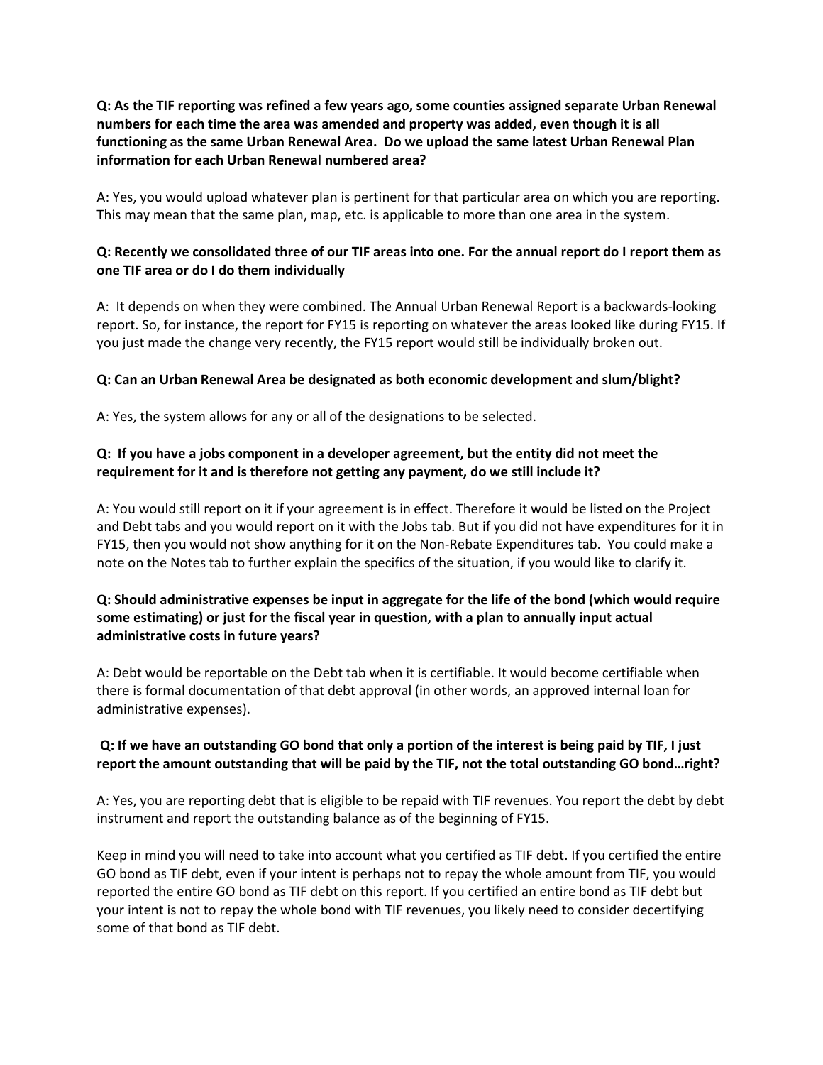**Q: As the TIF reporting was refined a few years ago, some counties assigned separate Urban Renewal numbers for each time the area was amended and property was added, even though it is all functioning as the same Urban Renewal Area. Do we upload the same latest Urban Renewal Plan information for each Urban Renewal numbered area?**

A: Yes, you would upload whatever plan is pertinent for that particular area on which you are reporting. This may mean that the same plan, map, etc. is applicable to more than one area in the system.

**Q: Recently we consolidated three of our TIF areas into one. For the annual report do I report them as one TIF area or do I do them individually**

A: It depends on when they were combined. The Annual Urban Renewal Report is a backwards-looking report. So, for instance, the report for FY15 is reporting on whatever the areas looked like during FY15. If you just made the change very recently, the FY15 report would still be individually broken out.

**Q: Can an Urban Renewal Area be designated as both economic development and slum/blight?**

A: Yes, the system allows for any or all of the designations to be selected.

**Q: If you have a jobs component in a developer agreement, but the entity did not meet the requirement for it and is therefore not getting any payment, do we still include it?**

A: You would still report on it if your agreement is in effect. Therefore it would be listed on the Project and Debt tabs and you would report on it with the Jobs tab. But if you did not have expenditures for it in FY15, then you would not show anything for it on the Non-Rebate Expenditures tab. You could make a note on the Notes tab to further explain the specifics of the situation, if you would like to clarify it.

**Q: Should administrative expenses be input in aggregate for the life of the bond (which would require some estimating) or just for the fiscal year in question, with a plan to annually input actual administrative costs in future years?**

A: Debt would be reportable on the Debt tab when it is certifiable. It would become certifiable when there is formal documentation of that debt approval (in other words, an approved internal loan for administrative expenses).

**Q: If we have an outstanding GO bond that only a portion of the interest is being paid by TIF, I just report the amount outstanding that will be paid by the TIF, not the total outstanding GO bond…right?**

A: Yes, you are reporting debt that is eligible to be repaid with TIF revenues. You report the debt by debt instrument and report the outstanding balance as of the beginning of FY15.

Keep in mind you will need to take into account what you certified as TIF debt. If you certified the entire GO bond as TIF debt, even if your intent is perhaps not to repay the whole amount from TIF, you would reported the entire GO bond as TIF debt on this report. If you certified an entire bond as TIF debt but your intent is not to repay the whole bond with TIF revenues, you likely need to consider decertifying some of that bond as TIF debt.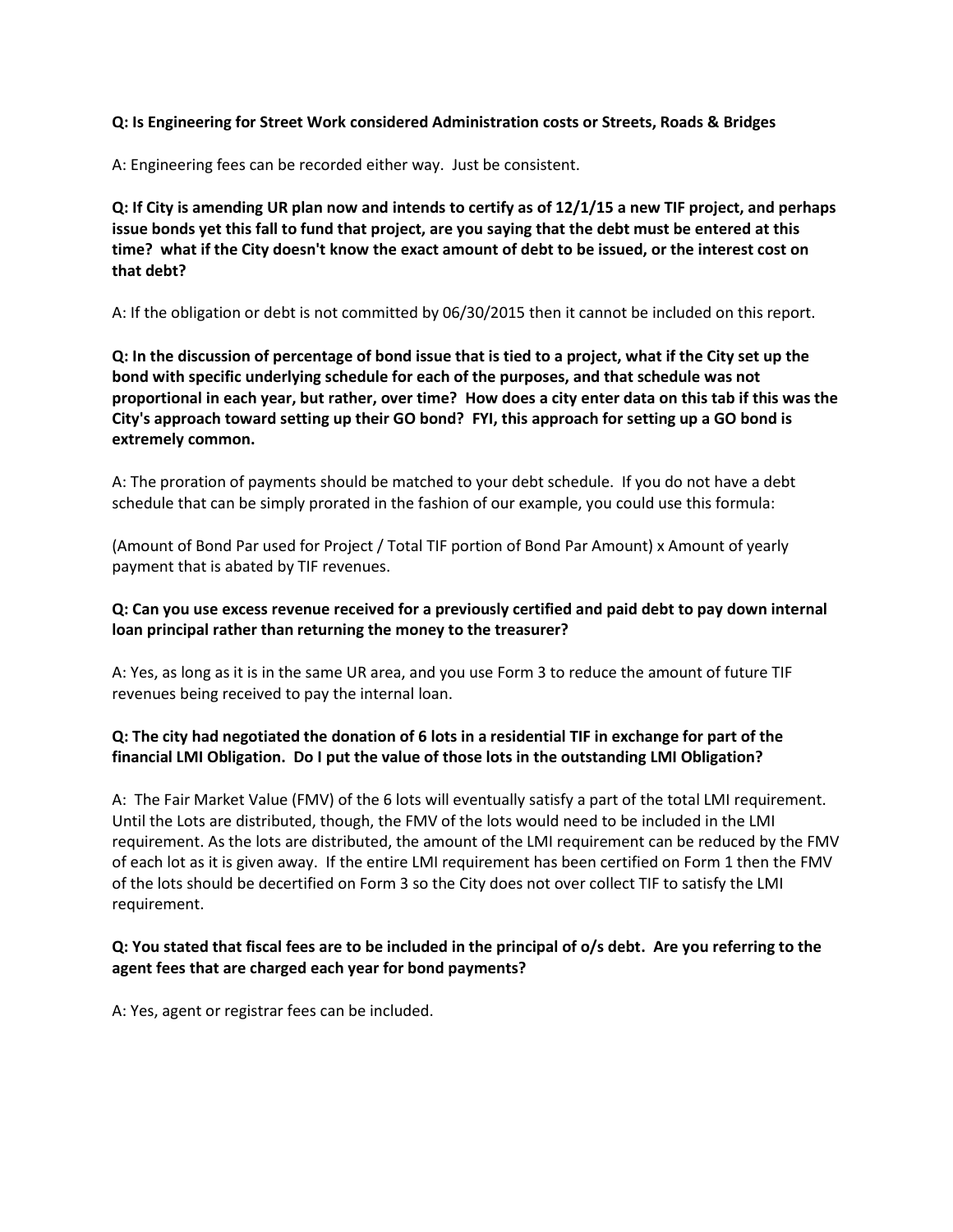**Q: Is Engineering for Street Work considered Administration costs or Streets, Roads & Bridges**

A: Engineering fees can be recorded either way. Just be consistent.

**Q: If City is amending UR plan now and intends to certify as of 12/1/15 a new TIF project, and perhaps issue bonds yet this fall to fund that project, are you saying that the debt must be entered at this time? what if the City doesn't know the exact amount of debt to be issued, or the interest cost on that debt?**

A: If the obligation or debt is not committed by 06/30/2015 then it cannot be included on this report.

**Q: In the discussion of percentage of bond issue that is tied to a project, what if the City set up the bond with specific underlying schedule for each of the purposes, and that schedule was not proportional in each year, but rather, over time? How does a city enter data on this tab if this was the City's approach toward setting up their GO bond? FYI, this approach for setting up a GO bond is extremely common.**

A: The proration of payments should be matched to your debt schedule. If you do not have a debt schedule that can be simply prorated in the fashion of our example, you could use this formula:

(Amount of Bond Par used for Project / Total TIF portion of Bond Par Amount) x Amount of yearly payment that is abated by TIF revenues.

**Q: Can you use excess revenue received for a previously certified and paid debt to pay down internal loan principal rather than returning the money to the treasurer?**

A: Yes, as long as it is in the same UR area, and you use Form 3 to reduce the amount of future TIF revenues being received to pay the internal loan.

**Q: The city had negotiated the donation of 6 lots in a residential TIF in exchange for part of the financial LMI Obligation. Do I put the value of those lots in the outstanding LMI Obligation?**

A: The Fair Market Value (FMV) of the 6 lots will eventually satisfy a part of the total LMI requirement. Until the Lots are distributed, though, the FMV of the lots would need to be included in the LMI requirement. As the lots are distributed, the amount of the LMI requirement can be reduced by the FMV of each lot as it is given away. If the entire LMI requirement has been certified on Form 1 then the FMV of the lots should be decertified on Form 3 so the City does not over collect TIF to satisfy the LMI requirement.

**Q: You stated that fiscal fees are to be included in the principal of o/s debt. Are you referring to the agent fees that are charged each year for bond payments?**

A: Yes, agent or registrar fees can be included.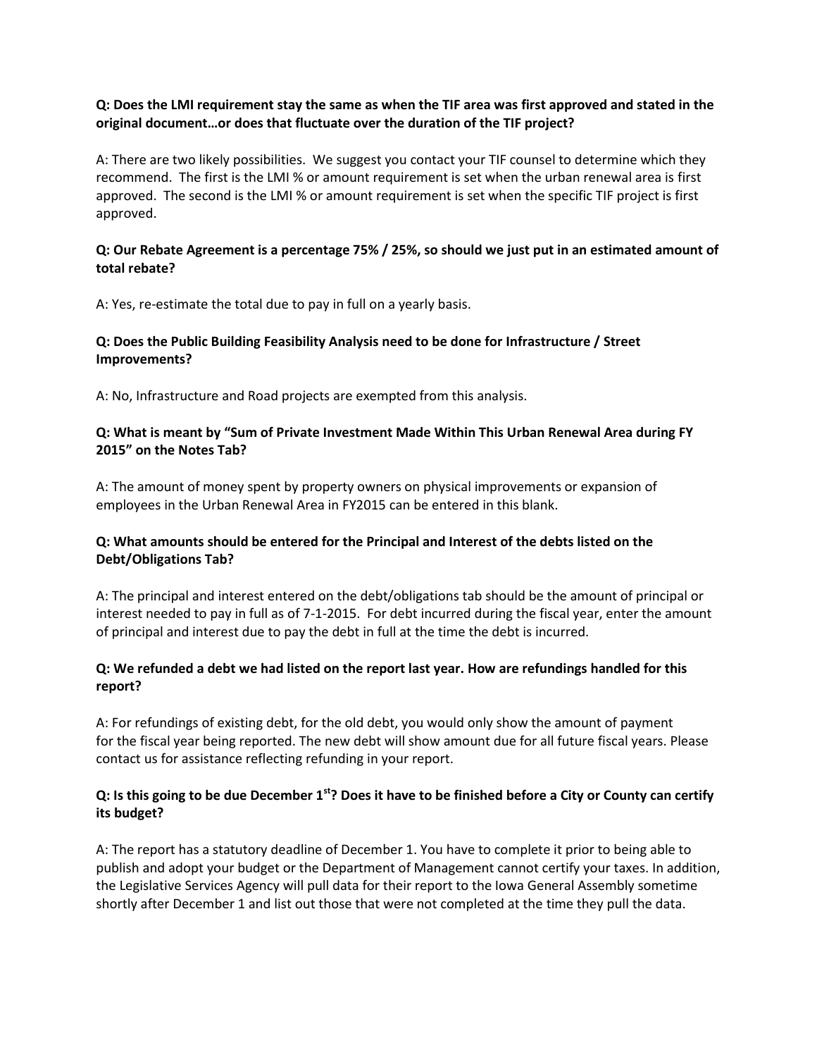**Q: Does the LMI requirement stay the same as when the TIF area was first approved and stated in the original document…or does that fluctuate over the duration of the TIF project?**

A: There are two likely possibilities. We suggest you contact your TIF counsel to determine which they recommend. The first is the LMI % or amount requirement is set when the urban renewal area is first approved. The second is the LMI % or amount requirement is set when the specific TIF project is first approved.

**Q: Our Rebate Agreement is a percentage 75% / 25%, so should we just put in an estimated amount of total rebate?**

A: Yes, re-estimate the total due to pay in full on a yearly basis.

**Q: Does the Public Building Feasibility Analysis need to be done for Infrastructure / Street Improvements?**

A: No, Infrastructure and Road projects are exempted from this analysis.

**Q: What is meant by "Sum of Private Investment Made Within This Urban Renewal Area during FY 2015" on the Notes Tab?**

A: The amount of money spent by property owners on physical improvements or expansion of employees in the Urban Renewal Area in FY2015 can be entered in this blank.

**Q: What amounts should be entered for the Principal and Interest of the debts listed on the Debt/Obligations Tab?**

A: The principal and interest entered on the debt/obligations tab should be the amount of principal or interest needed to pay in full as of 7-1-2015. For debt incurred during the fiscal year, enter the amount of principal and interest due to pay the debt in full at the time the debt is incurred.

**Q: We refunded a debt we had listed on the report last year. How are refundings handled for this report?**

A: For refundings of existing debt, for the old debt, you would only show the amount of payment for the fiscal year being reported. The new debt will show amount due for all future fiscal years. Please contact us for assistance reflecting refunding in your report.

**Q: Is this going to be due December 1st? Does it have to be finished before a City or County can certify its budget?**

A: The report has a statutory deadline of December 1. You have to complete it prior to being able to publish and adopt your budget or the Department of Management cannot certify your taxes. In addition, the Legislative Services Agency will pull data for their report to the Iowa General Assembly sometime shortly after December 1 and list out those that were not completed at the time they pull the data.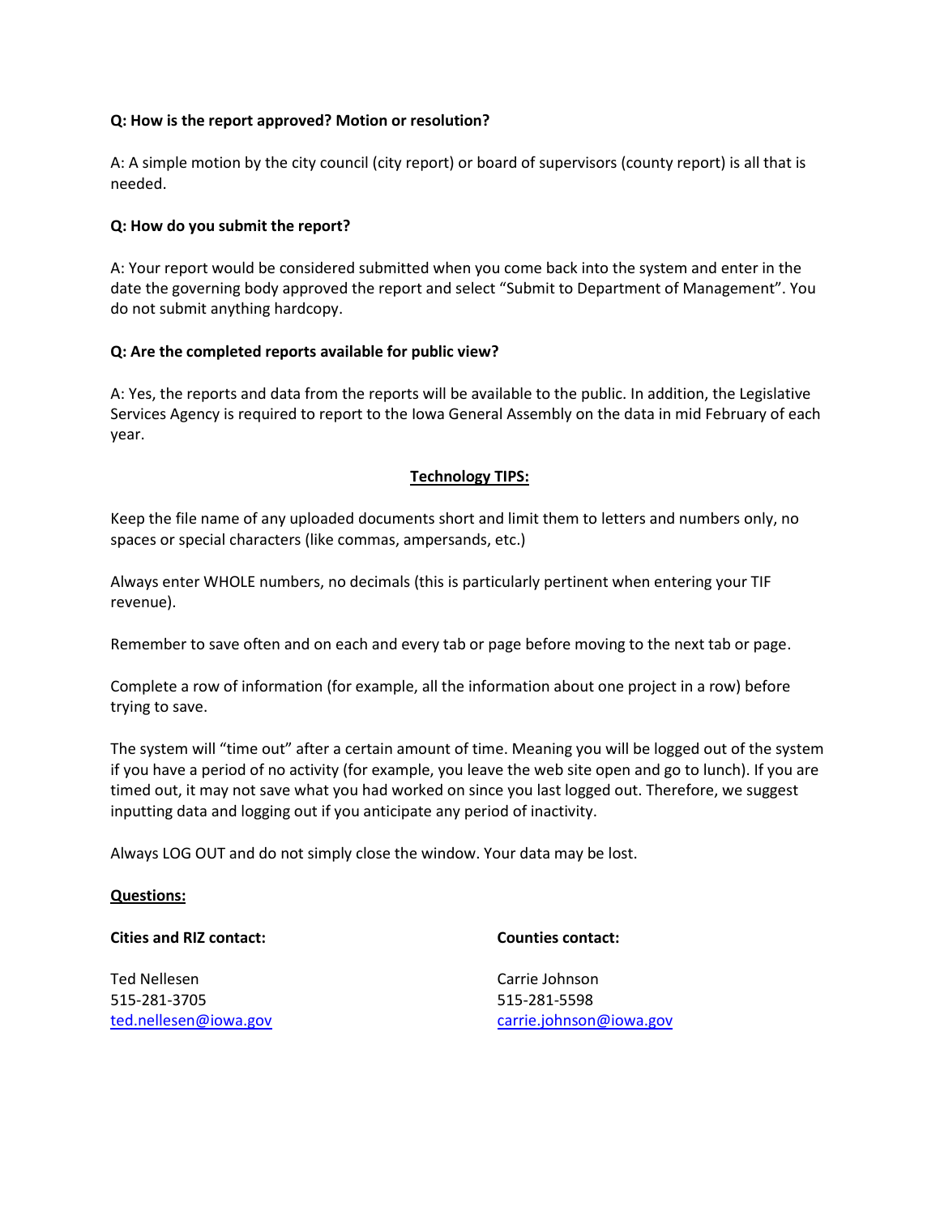**Q: How is the report approved? Motion or resolution?**

A: A simple motion by the city council (city report) or board of supervisors (county report) is all that is needed.

**Q: How do you submit the report?**

A: Your report would be considered submitted when you come back into the system and enter in the date the governing body approved the report and select "Submit to Department of Management". You do not submit anything hardcopy.

**Q: Are the completed reports available for public view?**

A: Yes, the reports and data from the reports will be available to the public. In addition, the Legislative Services Agency is required to report to the Iowa General Assembly on the data in mid February of each year.

## Technology TIPS:

Keep the file name of any uploaded documents short and limit them to letters and numbers only, no spaces or special characters (like commas, ampersands, etc.)

Always enter WHOLE numbers, no decimals (this is particularly pertinent when entering your TIF revenue).

Remember to save often and on each and every tab or page before moving to the next tab or page.

Complete a row of information (for example, all the information about one project in a row) before trying to save.

The system will "time out" after a certain amount of time. Meaning you will be logged out of the system if you have a period of no activity (for example, you leave the web site open and go to lunch). If you are timed out, it may not save what you had worked on since you last logged out. Therefore, we suggest inputting data and logging out if you anticipate any period of inactivity.

Always LOG OUT and do not simply close the window. Your data may be lost.

## Questions:

**Cities and RIZ contact:**

Ted Nellesen
515-281-3705
ted.nellesen@iowa.gov

**Counties contact:**

Carrie Johnson
515-281-5598
carrie.johnson@iowa.gov